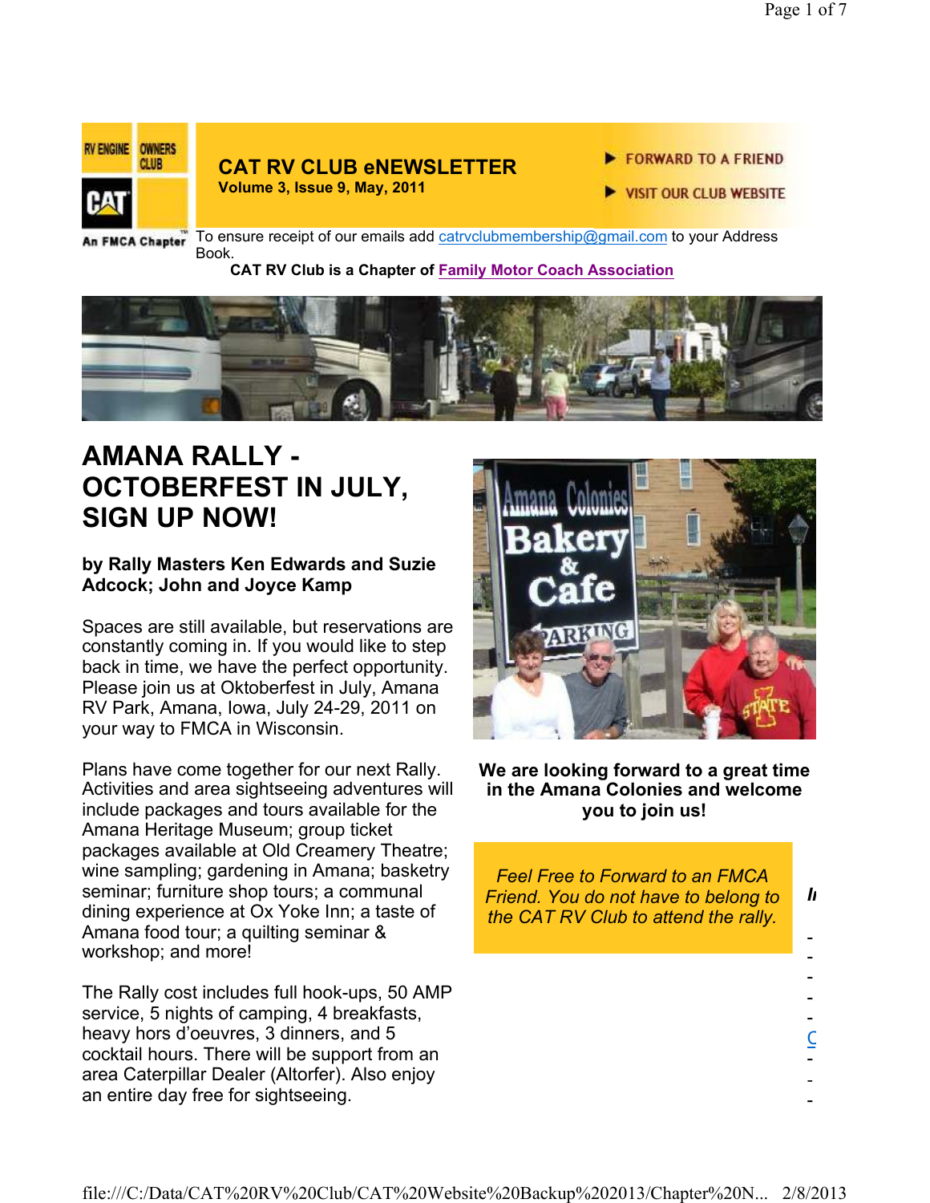RV ENGINE OWNERS CLUB

CAT

An FMCA Chapter

# CAT RV CLUB eNEWSLETTER

**Volume 3, Issue 9, May, 2011**

FORWARD TO A FRIEND

VISIT OUR CLUB WEBSITE

To ensure receipt of our emails add catrvclubmembership@gmail.com to your Address Book.

**CAT RV Club is a Chapter of Family Motor Coach Association**

## AMANA RALLY - OCTOBERFEST IN JULY, SIGN UP NOW!

**by Rally Masters Ken Edwards and Suzie Adcock; John and Joyce Kamp**

Spaces are still available, but reservations are constantly coming in. If you would like to step back in time, we have the perfect opportunity. Please join us at Oktoberfest in July, Amana RV Park, Amana, Iowa, July 24-29, 2011 on your way to FMCA in Wisconsin.

Plans have come together for our next Rally. Activities and area sightseeing adventures will include packages and tours available for the Amana Heritage Museum; group ticket packages available at Old Creamery Theatre; wine sampling; gardening in Amana; basketry seminar; furniture shop tours; a communal dining experience at Ox Yoke Inn; a taste of Amana food tour; a quilting seminar & workshop; and more!

The Rally cost includes full hook-ups, 50 AMP service, 5 nights of camping, 4 breakfasts, heavy hors d'oeuvres, 3 dinners, and 5 cocktail hours. There will be support from an area Caterpillar Dealer (Altorfer). Also enjoy an entire day free for sightseeing.

**We are looking forward to a great time in the Amana Colonies and welcome you to join us!**

*Feel Free to Forward to an FMCA Friend. You do not have to belong to the CAT RV Club to attend the rally.*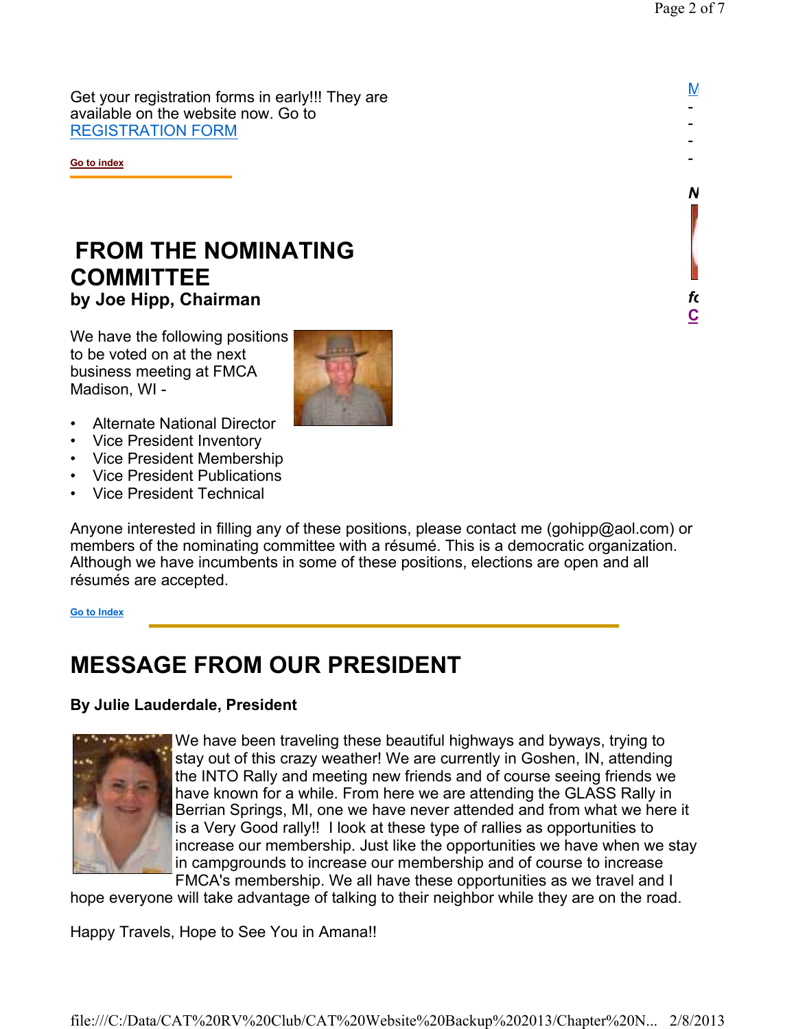Get your registration forms in early!!! They are available on the website now. Go to REGISTRATION FORM

Go to index

## FROM THE NOMINATING COMMITTEE

### by Joe Hipp, Chairman

We have the following positions to be voted on at the next business meeting at FMCA Madison, WI -

- Alternate National Director
- Vice President Inventory
- Vice President Membership
- Vice President Publications
- Vice President Technical

Anyone interested in filling any of these positions, please contact me (gohipp@aol.com) or members of the nominating committee with a résumé. This is a democratic organization. Although we have incumbents in some of these positions, elections are open and all résumés are accepted.

Go to Index

## MESSAGE FROM OUR PRESIDENT

**By Julie Lauderdale, President**

We have been traveling these beautiful highways and byways, trying to stay out of this crazy weather! We are currently in Goshen, IN, attending the INTO Rally and meeting new friends and of course seeing friends we have known for a while. From here we are attending the GLASS Rally in Berrian Springs, MI, one we have never attended and from what we here it is a Very Good rally!! I look at these type of rallies as opportunities to increase our membership. Just like the opportunities we have when we stay in campgrounds to increase our membership and of course to increase FMCA's membership. We all have these opportunities as we travel and I hope everyone will take advantage of talking to their neighbor while they are on the road.

Happy Travels, Hope to See You in Amana!!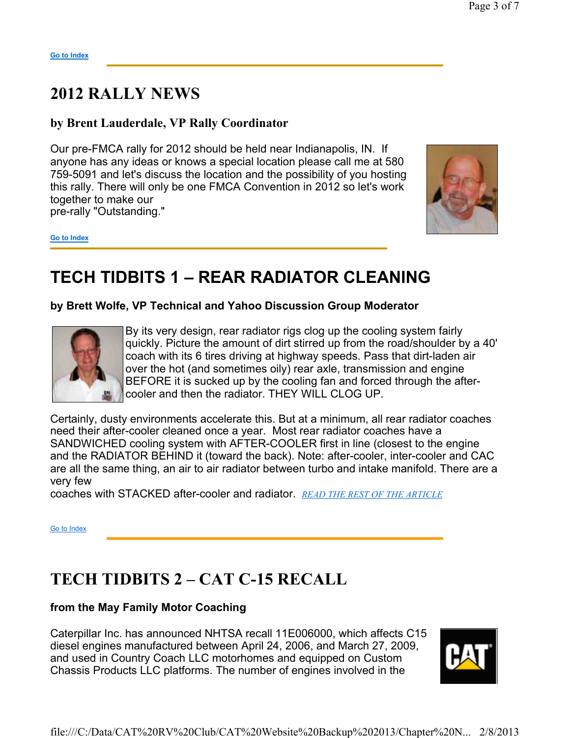Go to Index

## 2012 RALLY NEWS

**by Brent Lauderdale, VP Rally Coordinator**

Our pre-FMCA rally for 2012 should be held near Indianapolis, IN. If anyone has any ideas or knows a special location please call me at 580 759-5091 and let's discuss the location and the possibility of you hosting this rally. There will only be one FMCA Convention in 2012 so let's work together to make our
pre-rally "Outstanding."

Go to Index

## TECH TIDBITS 1 – REAR RADIATOR CLEANING

**by Brett Wolfe, VP Technical and Yahoo Discussion Group Moderator**

By its very design, rear radiator rigs clog up the cooling system fairly quickly. Picture the amount of dirt stirred up from the road/shoulder by a 40' coach with its 6 tires driving at highway speeds. Pass that dirt-laden air over the hot (and sometimes oily) rear axle, transmission and engine BEFORE it is sucked up by the cooling fan and forced through the after-cooler and then the radiator. THEY WILL CLOG UP.

Certainly, dusty environments accelerate this. But at a minimum, all rear radiator coaches need their after-cooler cleaned once a year. Most rear radiator coaches have a SANDWICHED cooling system with AFTER-COOLER first in line (closest to the engine and the RADIATOR BEHIND it (toward the back). Note: after-cooler, inter-cooler and CAC are all the same thing, an air to air radiator between turbo and intake manifold. There are a very few
coaches with STACKED after-cooler and radiator. *READ THE REST OF THE ARTICLE*

Go to Index

## TECH TIDBITS 2 – CAT C-15 RECALL

**from the May Family Motor Coaching**

Caterpillar Inc. has announced NHTSA recall 11E006000, which affects C15 diesel engines manufactured between April 24, 2006, and March 27, 2009, and used in Country Coach LLC motorhomes and equipped on Custom Chassis Products LLC platforms. The number of engines involved in the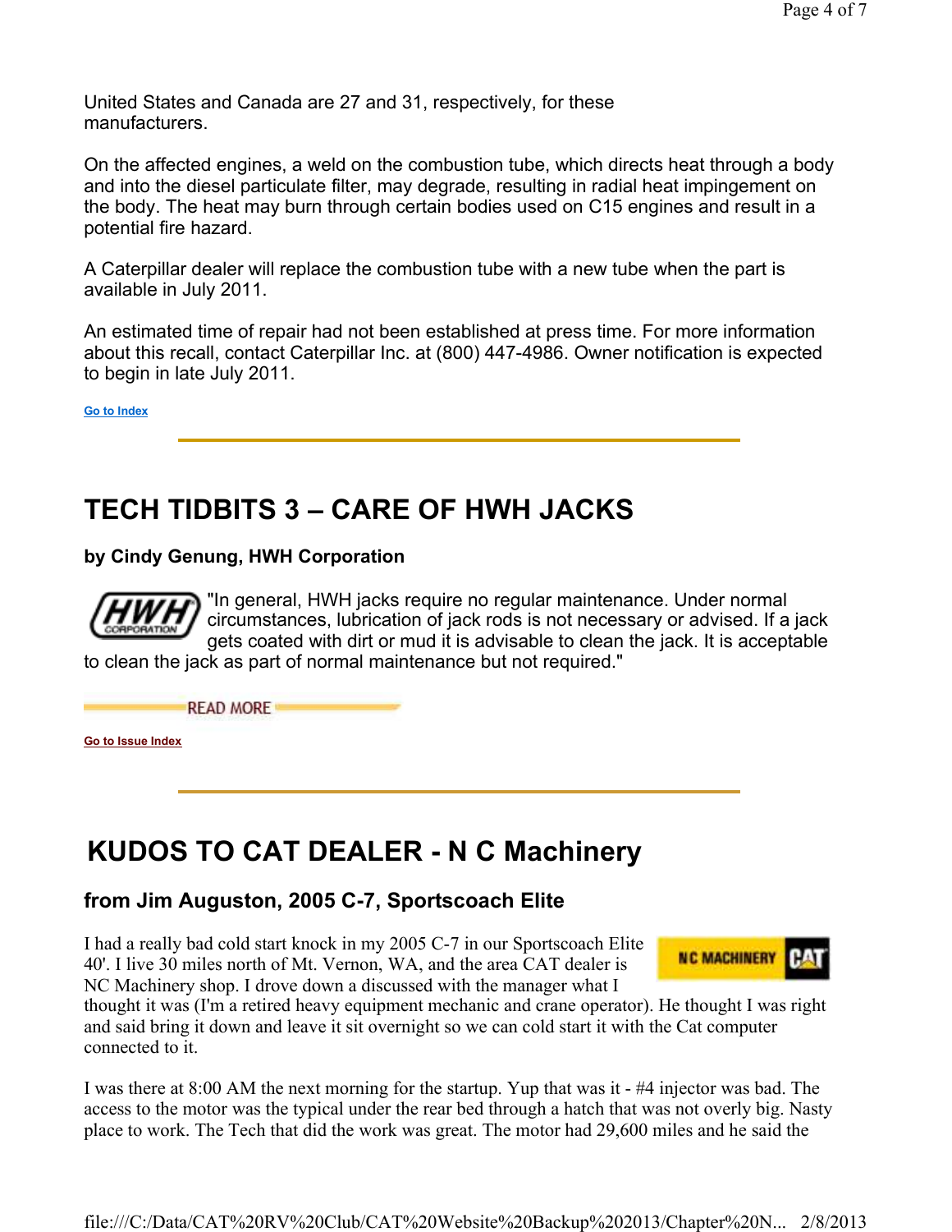United States and Canada are 27 and 31, respectively, for these manufacturers.

On the affected engines, a weld on the combustion tube, which directs heat through a body and into the diesel particulate filter, may degrade, resulting in radial heat impingement on the body. The heat may burn through certain bodies used on C15 engines and result in a potential fire hazard.

A Caterpillar dealer will replace the combustion tube with a new tube when the part is available in July 2011.

An estimated time of repair had not been established at press time. For more information about this recall, contact Caterpillar Inc. at (800) 447-4986. Owner notification is expected to begin in late July 2011.

Go to Index

---

# TECH TIDBITS 3 – CARE OF HWH JACKS

### by Cindy Genung, HWH Corporation

"In general, HWH jacks require no regular maintenance. Under normal circumstances, lubrication of jack rods is not necessary or advised. If a jack gets coated with dirt or mud it is advisable to clean the jack. It is acceptable to clean the jack as part of normal maintenance but not required."

READ MORE

Go to Issue Index

---

# KUDOS TO CAT DEALER - N C Machinery

### from Jim Auguston, 2005 C-7, Sportscoach Elite

I had a really bad cold start knock in my 2005 C-7 in our Sportscoach Elite 40'. I live 30 miles north of Mt. Vernon, WA, and the area CAT dealer is NC Machinery shop. I drove down a discussed with the manager what I thought it was (I'm a retired heavy equipment mechanic and crane operator). He thought I was right and said bring it down and leave it sit overnight so we can cold start it with the Cat computer connected to it.

I was there at 8:00 AM the next morning for the startup. Yup that was it - #4 injector was bad. The access to the motor was the typical under the rear bed through a hatch that was not overly big. Nasty place to work. The Tech that did the work was great. The motor had 29,600 miles and he said the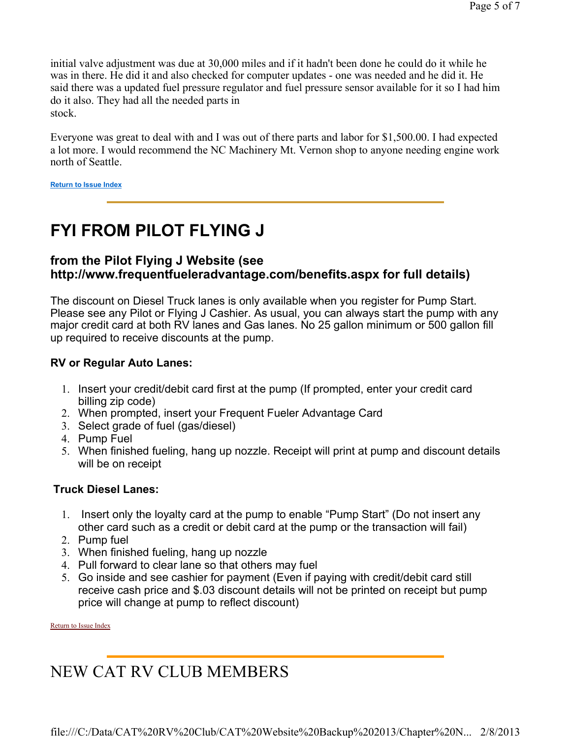initial valve adjustment was due at 30,000 miles and if it hadn't been done he could do it while he was in there. He did it and also checked for computer updates - one was needed and he did it. He said there was a updated fuel pressure regulator and fuel pressure sensor available for it so I had him do it also. They had all the needed parts in stock.

Everyone was great to deal with and I was out of there parts and labor for $1,500.00. I had expected a lot more. I would recommend the NC Machinery Mt. Vernon shop to anyone needing engine work north of Seattle.

**Return to Issue Index**

---

# FYI FROM PILOT FLYING J

### from the Pilot Flying J Website (see http://www.frequentfueleradvantage.com/benefits.aspx for full details)

The discount on Diesel Truck lanes is only available when you register for Pump Start. Please see any Pilot or Flying J Cashier. As usual, you can always start the pump with any major credit card at both RV lanes and Gas lanes. No 25 gallon minimum or 500 gallon fill up required to receive discounts at the pump.

**RV or Regular Auto Lanes:**

1. Insert your credit/debit card first at the pump (If prompted, enter your credit card billing zip code)
2. When prompted, insert your Frequent Fueler Advantage Card
3. Select grade of fuel (gas/diesel)
4. Pump Fuel
5. When finished fueling, hang up nozzle. Receipt will print at pump and discount details will be on receipt

**Truck Diesel Lanes:**

1. Insert only the loyalty card at the pump to enable “Pump Start” (Do not insert any other card such as a credit or debit card at the pump or the transaction will fail)
2. Pump fuel
3. When finished fueling, hang up nozzle
4. Pull forward to clear lane so that others may fuel
5. Go inside and see cashier for payment (Even if paying with credit/debit card still receive cash price and $.03 discount details will not be printed on receipt but pump price will change at pump to reflect discount)

Return to Issue Index

---

# NEW CAT RV CLUB MEMBERS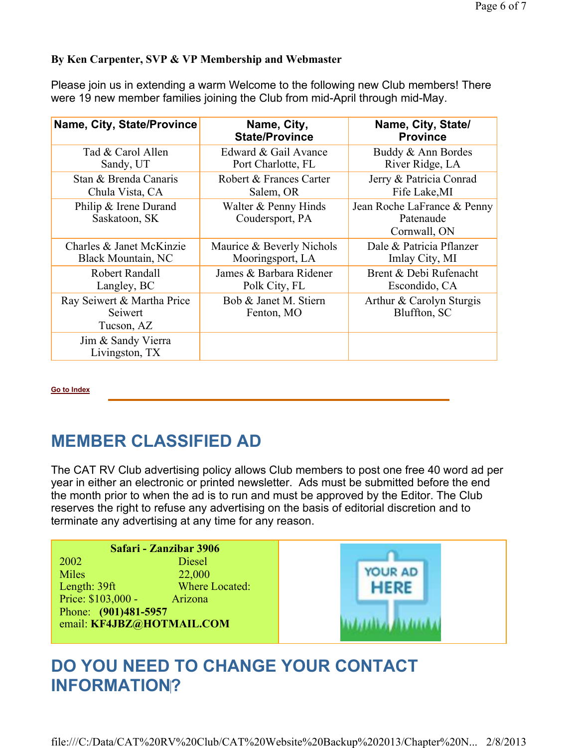**By Ken Carpenter, SVP & VP Membership and Webmaster**

Please join us in extending a warm Welcome to the following new Club members! There were 19 new member families joining the Club from mid-April through mid-May.

| Name, City, State/Province | Name, City, State/Province | Name, City, State/Province |
|---|---|---|
| Tad & Carol Allen<br>Sandy, UT | Edward & Gail Avance<br>Port Charlotte, FL | Buddy & Ann Bordes<br>River Ridge, LA |
| Stan & Brenda Canaris<br>Chula Vista, CA | Robert & Frances Carter<br>Salem, OR | Jerry & Patricia Conrad<br>Fife Lake,MI |
| Philip & Irene Durand<br>Saskatoon, SK | Walter & Penny Hinds<br>Coudersport, PA | Jean Roche LaFrance & Penny Patenaude<br>Cornwall, ON |
| Charles & Janet McKinzie<br>Black Mountain, NC | Maurice & Beverly Nichols<br>Mooringsport, LA | Dale & Patricia Pflanzer<br>Imlay City, MI |
| Robert Randall<br>Langley, BC | James & Barbara Ridener<br>Polk City, FL | Brent & Debi Rufenacht<br>Escondido, CA |
| Ray Seiwert & Martha Price Seiwert<br>Tucson, AZ | Bob & Janet M. Stiern<br>Fenton, MO | Arthur & Carolyn Sturgis<br>Bluffton, SC |
| Jim & Sandy Vierra<br>Livingston, TX | | |

Go to Index

# MEMBER CLASSIFIED AD

The CAT RV Club advertising policy allows Club members to post one free 40 word ad per year in either an electronic or printed newsletter. Ads must be submitted before the end the month prior to when the ad is to run and must be approved by the Editor. The Club reserves the right to refuse any advertising on the basis of editorial discretion and to terminate any advertising at any time for any reason.

**Safari - Zanzibar 3906**

2002 Diesel
Miles 22,000
Length: 39ft Where Located:
Price: $103,000 - Arizona
Phone: **(901)481-5957**
email: **KF4JBZ@HOTMAIL.COM**

# DO YOU NEED TO CHANGE YOUR CONTACT INFORMATION?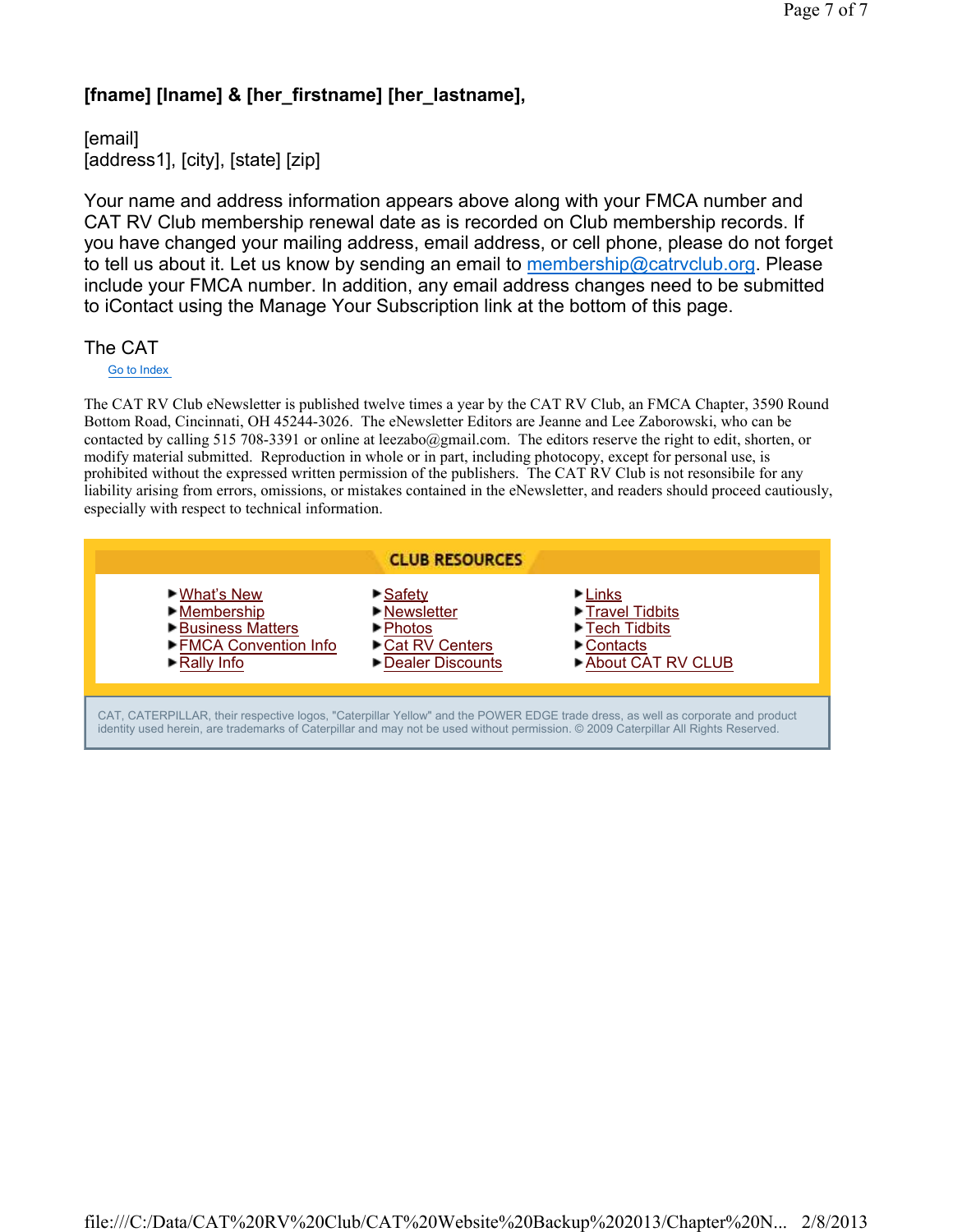**[fname] [lname] & [her_firstname] [her_lastname],**

[email]
[address1], [city], [state] [zip]

Your name and address information appears above along with your FMCA number and CAT RV Club membership renewal date as is recorded on Club membership records. If you have changed your mailing address, email address, or cell phone, please do not forget to tell us about it. Let us know by sending an email to membership@catrvclub.org. Please include your FMCA number. In addition, any email address changes need to be submitted to iContact using the Manage Your Subscription link at the bottom of this page.

The CAT

Go to Index

The CAT RV Club eNewsletter is published twelve times a year by the CAT RV Club, an FMCA Chapter, 3590 Round Bottom Road, Cincinnati, OH 45244-3026. The eNewsletter Editors are Jeanne and Lee Zaborowski, who can be contacted by calling 515 708-3391 or online at leezabo@gmail.com. The editors reserve the right to edit, shorten, or modify material submitted. Reproduction in whole or in part, including photocopy, except for personal use, is prohibited without the expressed written permission of the publishers. The CAT RV Club is not resonsibile for any liability arising from errors, omissions, or mistakes contained in the eNewsletter, and readers should proceed cautiously, especially with respect to technical information.

## CLUB RESOURCES

| | | |
|---|---|---|
| What's New | Safety | Links |
| Membership | Newsletter | Travel Tidbits |
| Business Matters | Photos | Tech Tidbits |
| FMCA Convention Info | Cat RV Centers | Contacts |
| Rally Info | Dealer Discounts | About CAT RV CLUB |

CAT, CATERPILLAR, their respective logos, "Caterpillar Yellow" and the POWER EDGE trade dress, as well as corporate and product identity used herein, are trademarks of Caterpillar and may not be used without permission. © 2009 Caterpillar All Rights Reserved.